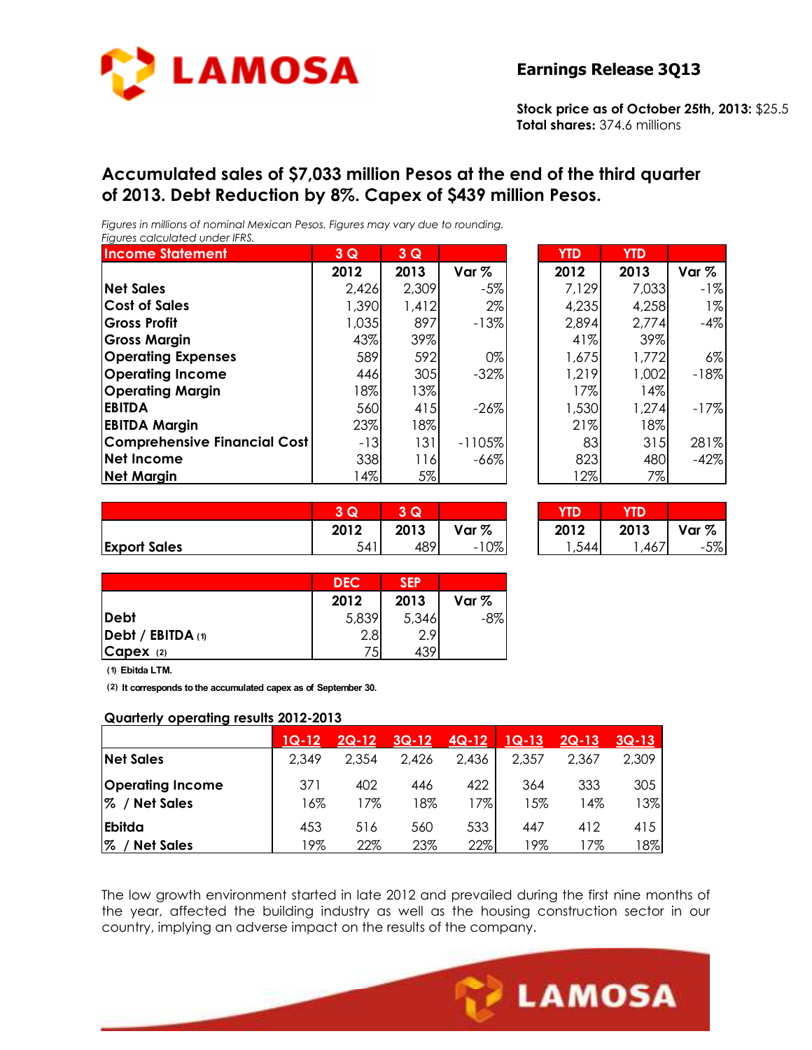**Earnings Release 3Q13**

**Stock price as of October 25th, 2013:** $25.5
**Total shares:** 374.6 millions

## Accumulated sales of $7,033 million Pesos at the end of the third quarter of 2013. Debt Reduction by 8%. Capex of $439 million Pesos.

*Figures in millions of nominal Mexican Pesos. Figures may vary due to rounding.*
*Figures calculated under IFRS.*

| Income Statement | 3 Q 2012 | 3 Q 2013 | Var % | YTD 2012 | YTD 2013 | Var % |
|---|---|---|---|---|---|---|
| Net Sales | 2,426 | 2,309 | -5% | 7,129 | 7,033 | -1% |
| Cost of Sales | 1,390 | 1,412 | 2% | 4,235 | 4,258 | 1% |
| Gross Profit | 1,035 | 897 | -13% | 2,894 | 2,774 | -4% |
| Gross Margin | 43% | 39% | | 41% | 39% | |
| Operating Expenses | 589 | 592 | 0% | 1,675 | 1,772 | 6% |
| Operating Income | 446 | 305 | -32% | 1,219 | 1,002 | -18% |
| Operating Margin | 18% | 13% | | 17% | 14% | |
| EBITDA | 560 | 415 | -26% | 1,530 | 1,274 | -17% |
| EBITDA Margin | 23% | 18% | | 21% | 18% | |
| Comprehensive Financial Cost | -13 | 131 | -1105% | 83 | 315 | 281% |
| Net Income | 338 | 116 | -66% | 823 | 480 | -42% |
| Net Margin | 14% | 5% | | 12% | 7% | |

| | 3 Q 2012 | 3 Q 2013 | Var % | YTD 2012 | YTD 2013 | Var % |
|---|---|---|---|---|---|---|
| Export Sales | 541 | 489 | -10% | 1,544 | 1,467 | -5% |

| | DEC 2012 | SEP 2013 | Var % |
|---|---|---|---|
| Debt | 5,839 | 5,346 | -8% |
| Debt / EBITDA (1) | 2.8 | 2.9 | |
| Capex (2) | 75 | 439 | |

(1) Ebitda LTM.

(2) It corresponds to the accumulated capex as of September 30.

**Quarterly operating results 2012-2013**

| | 1Q-12 | 2Q-12 | 3Q-12 | 4Q-12 | 1Q-13 | 2Q-13 | 3Q-13 |
|---|---|---|---|---|---|---|---|
| Net Sales | 2,349 | 2,354 | 2,426 | 2,436 | 2,357 | 2,367 | 2,309 |
| Operating Income | 371 | 402 | 446 | 422 | 364 | 333 | 305 |
| % / Net Sales | 16% | 17% | 18% | 17% | 15% | 14% | 13% |
| Ebitda | 453 | 516 | 560 | 533 | 447 | 412 | 415 |
| % / Net Sales | 19% | 22% | 23% | 22% | 19% | 17% | 18% |

The low growth environment started in late 2012 and prevailed during the first nine months of the year, affected the building industry as well as the housing construction sector in our country, implying an adverse impact on the results of the company.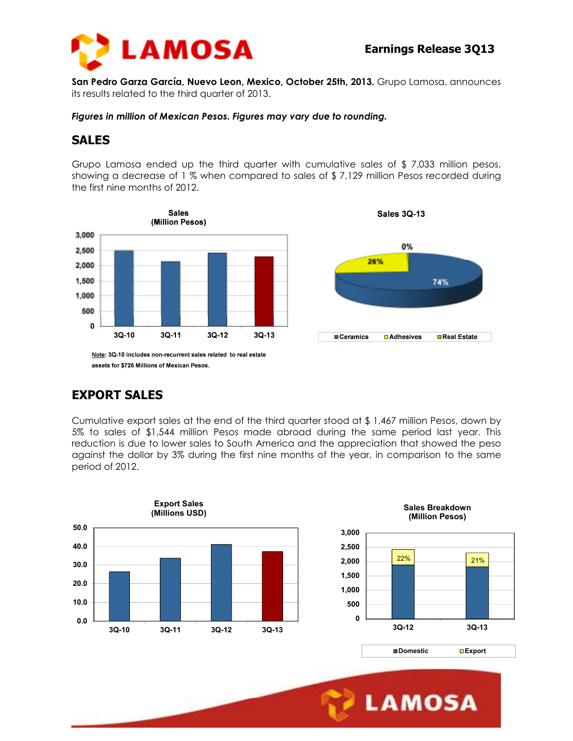**San Pedro Garza García, Nuevo Leon, Mexico, October 25th, 2013.** Grupo Lamosa, announces its results related to the third quarter of 2013.

***Figures in million of Mexican Pesos. Figures may vary due to rounding.***

## SALES

Grupo Lamosa ended up the third quarter with cumulative sales of $ 7,033 million pesos, showing a decrease of 1 % when compared to sales of $ 7,129 million Pesos recorded during the first nine months of 2012.

Note: 3Q-10 includes non-recurrent sales related to real estate assets for $726 Millions of Mexican Pesos.

## EXPORT SALES

Cumulative export sales at the end of the third quarter stood at $ 1,467 million Pesos, down by 5% to sales of $1,544 million Pesos made abroad during the same period last year. This reduction is due to lower sales to South America and the appreciation that showed the peso against the dollar by 3% during the first nine months of the year, in comparison to the same period of 2012.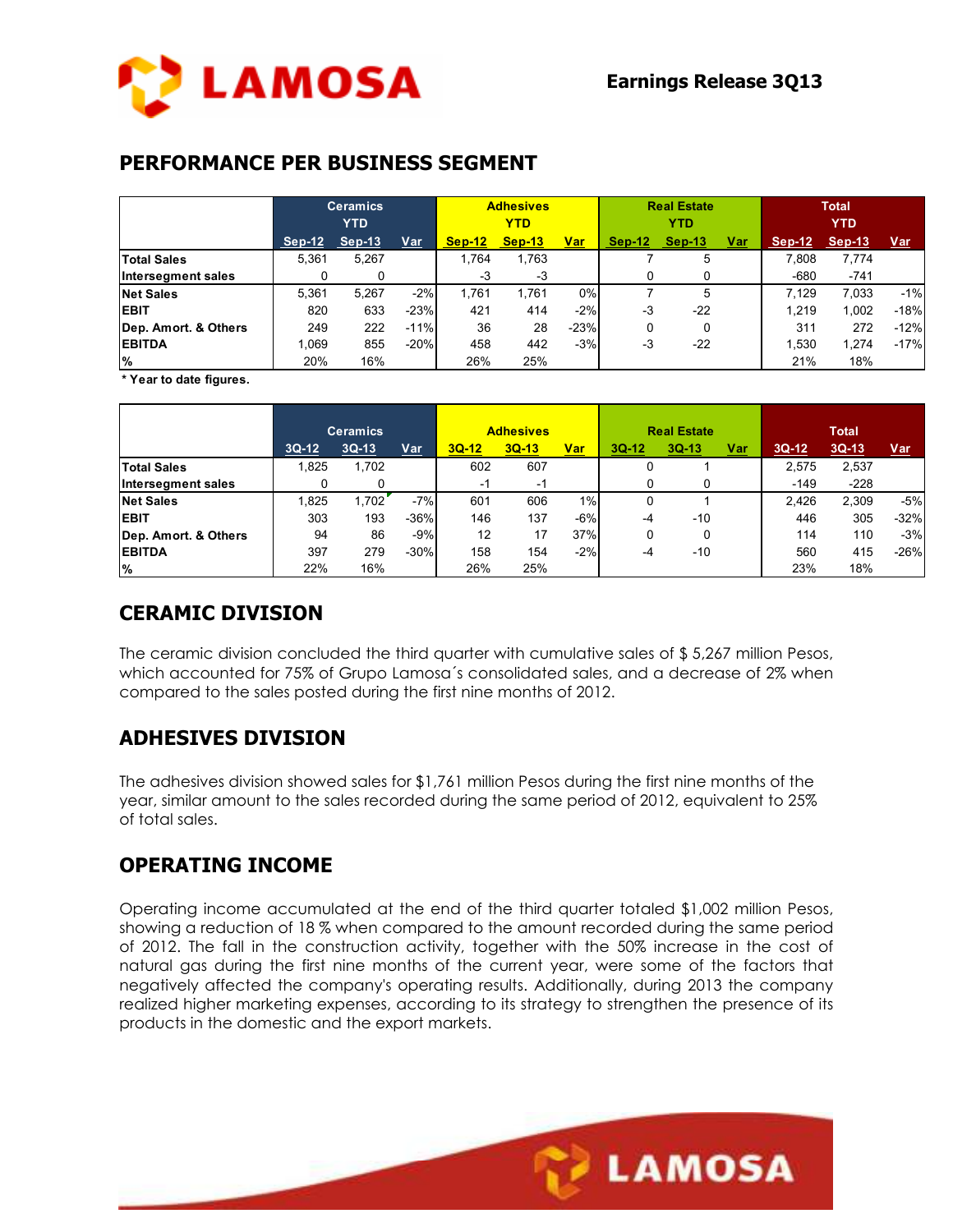## PERFORMANCE PER BUSINESS SEGMENT

| | Ceramics YTD | | | Adhesives YTD | | | Real Estate YTD | | | Total YTD | | |
|---|---|---|---|---|---|---|---|---|---|---|---|---|
| | Sep-12 | Sep-13 | Var | Sep-12 | Sep-13 | Var | Sep-12 | Sep-13 | Var | Sep-12 | Sep-13 | Var |
| **Total Sales** | 5,361 | 5,267 | | 1,764 | 1,763 | | 7 | 5 | | 7,808 | 7,774 | |
| **Intersegment sales** | 0 | 0 | | -3 | -3 | | 0 | 0 | | -680 | -741 | |
| **Net Sales** | 5,361 | 5,267 | -2% | 1,761 | 1,761 | 0% | 7 | 5 | | 7,129 | 7,033 | -1% |
| **EBIT** | 820 | 633 | -23% | 421 | 414 | -2% | -3 | -22 | | 1,219 | 1,002 | -18% |
| **Dep. Amort. & Others** | 249 | 222 | -11% | 36 | 28 | -23% | 0 | 0 | | 311 | 272 | -12% |
| **EBITDA** | 1,069 | 855 | -20% | 458 | 442 | -3% | -3 | -22 | | 1,530 | 1,274 | -17% |
| **%** | 20% | 16% | | 26% | 25% | | | | | 21% | 18% | |

**\* Year to date figures.**

| | Ceramics | | | Adhesives | | | Real Estate | | | Total | | |
|---|---|---|---|---|---|---|---|---|---|---|---|---|
| | 3Q-12 | 3Q-13 | Var | 3Q-12 | 3Q-13 | Var | 3Q-12 | 3Q-13 | Var | 3Q-12 | 3Q-13 | Var |
| **Total Sales** | 1,825 | 1,702 | | 602 | 607 | | 0 | 1 | | 2,575 | 2,537 | |
| **Intersegment sales** | 0 | 0 | | -1 | -1 | | 0 | 0 | | -149 | -228 | |
| **Net Sales** | 1,825 | 1,702 | -7% | 601 | 606 | 1% | 0 | 1 | | 2,426 | 2,309 | -5% |
| **EBIT** | 303 | 193 | -36% | 146 | 137 | -6% | -4 | -10 | | 446 | 305 | -32% |
| **Dep. Amort. & Others** | 94 | 86 | -9% | 12 | 17 | 37% | 0 | 0 | | 114 | 110 | -3% |
| **EBITDA** | 397 | 279 | -30% | 158 | 154 | -2% | -4 | -10 | | 560 | 415 | -26% |
| **%** | 22% | 16% | | 26% | 25% | | | | | 23% | 18% | |

## CERAMIC DIVISION

The ceramic division concluded the third quarter with cumulative sales of $ 5,267 million Pesos, which accounted for 75% of Grupo Lamosa´s consolidated sales, and a decrease of 2% when compared to the sales posted during the first nine months of 2012.

## ADHESIVES DIVISION

The adhesives division showed sales for $1,761 million Pesos during the first nine months of the year, similar amount to the sales recorded during the same period of 2012, equivalent to 25% of total sales.

## OPERATING INCOME

Operating income accumulated at the end of the third quarter totaled $1,002 million Pesos, showing a reduction of 18 % when compared to the amount recorded during the same period of 2012. The fall in the construction activity, together with the 50% increase in the cost of natural gas during the first nine months of the current year, were some of the factors that negatively affected the company's operating results. Additionally, during 2013 the company realized higher marketing expenses, according to its strategy to strengthen the presence of its products in the domestic and the export markets.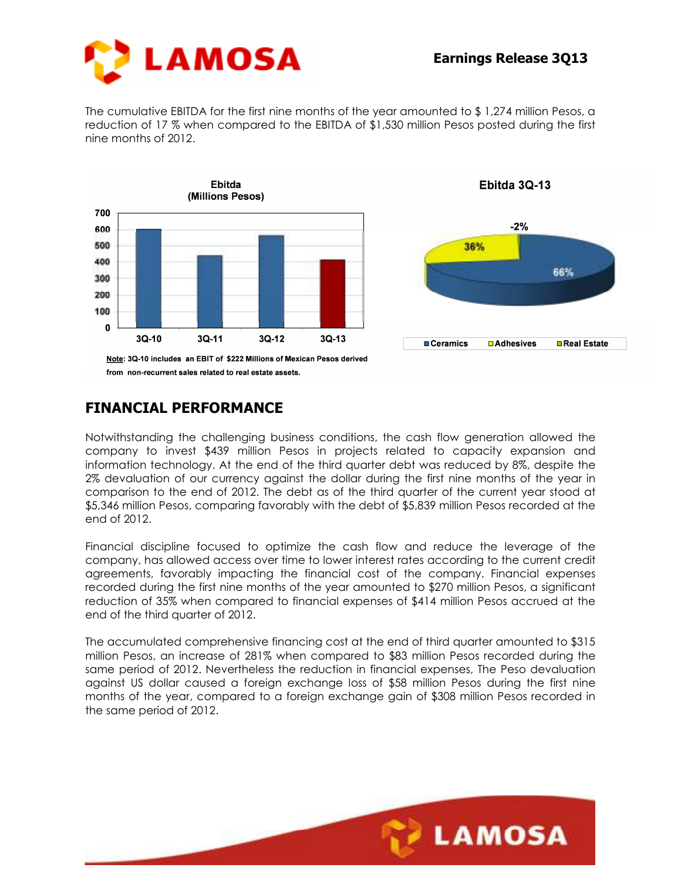The cumulative EBITDA for the first nine months of the year amounted to $ 1,274 million Pesos, a reduction of 17 % when compared to the EBITDA of $1,530 million Pesos posted during the first nine months of 2012.

**Note**: 3Q-10 includes an EBIT of $222 Millions of Mexican Pesos derived from non-recurrent sales related to real estate assets.

## FINANCIAL PERFORMANCE

Notwithstanding the challenging business conditions, the cash flow generation allowed the company to invest $439 million Pesos in projects related to capacity expansion and information technology. At the end of the third quarter debt was reduced by 8%, despite the 2% devaluation of our currency against the dollar during the first nine months of the year in comparison to the end of 2012. The debt as of the third quarter of the current year stood at $5,346 million Pesos, comparing favorably with the debt of $5,839 million Pesos recorded at the end of 2012.

Financial discipline focused to optimize the cash flow and reduce the leverage of the company, has allowed access over time to lower interest rates according to the current credit agreements, favorably impacting the financial cost of the company. Financial expenses recorded during the first nine months of the year amounted to $270 million Pesos, a significant reduction of 35% when compared to financial expenses of $414 million Pesos accrued at the end of the third quarter of 2012.

The accumulated comprehensive financing cost at the end of third quarter amounted to $315 million Pesos, an increase of 281% when compared to $83 million Pesos recorded during the same period of 2012. Nevertheless the reduction in financial expenses, The Peso devaluation against US dollar caused a foreign exchange loss of $58 million Pesos during the first nine months of the year, compared to a foreign exchange gain of $308 million Pesos recorded in the same period of 2012.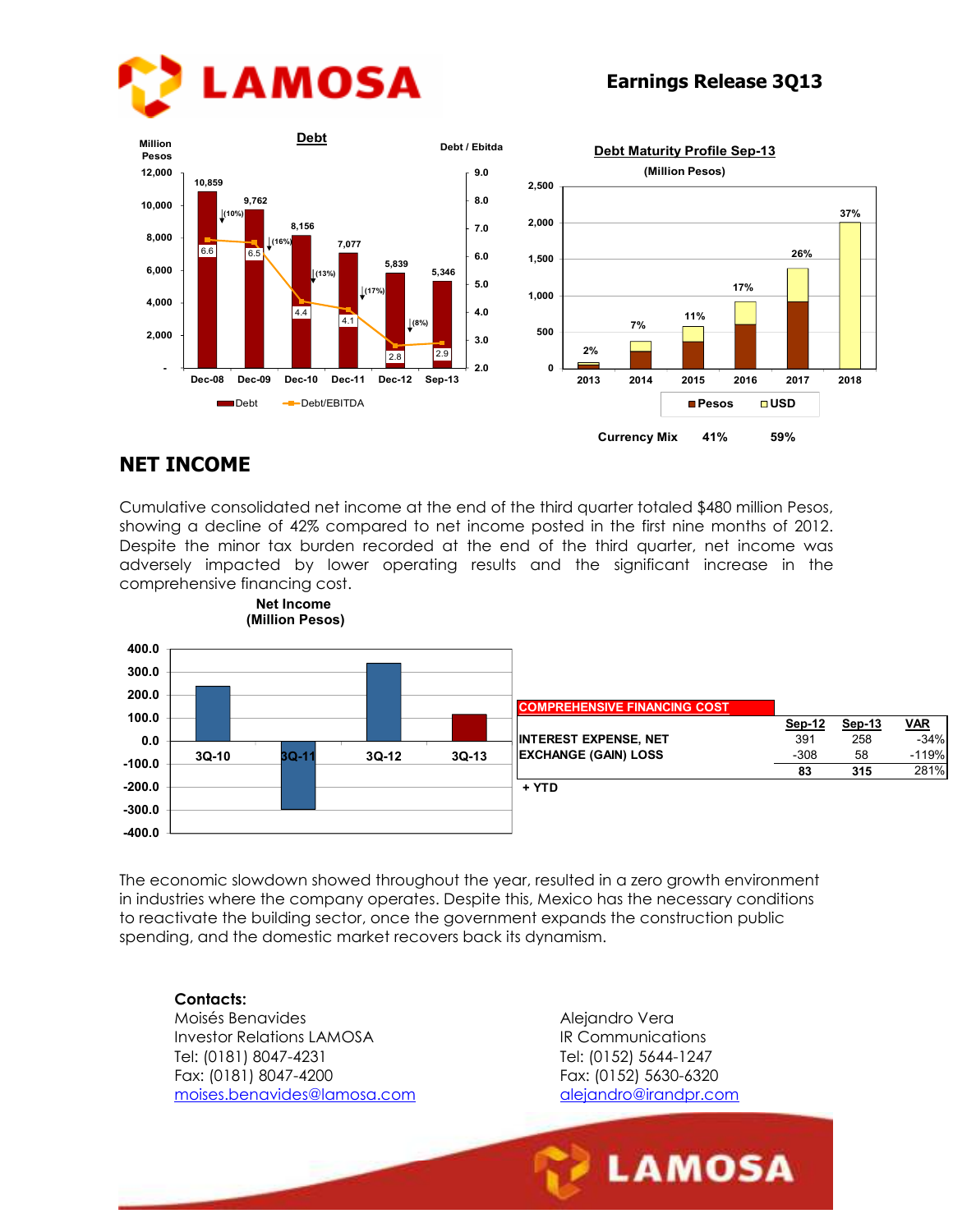Earnings Release 3Q13

Debt

Million Pesos

Debt / Ebitda

12,000
10,000
8,000
6,000
4,000
2,000
-

9.0
8.0
7.0
6.0
5.0
4.0
3.0
2.0

10,859
9,762
8,156
7,077
5,839
5,346

(10%)
(16%)
(13%)
(17%)
(8%)

6.6
6.5
4.4
4.1
2.8
2.9

Dec-08
Dec-09
Dec-10
Dec-11
Dec-12
Sep-13

Debt
Debt/EBITDA

Debt Maturity Profile Sep-13

(Million Pesos)

2,500
2,000
1,500
1,000
500
0

2%
7%
11%
17%
26%
37%

2013
2014
2015
2016
2017
2018

Pesos
USD

Currency Mix 41% 59%

## NET INCOME

Cumulative consolidated net income at the end of the third quarter totaled $480 million Pesos, showing a decline of 42% compared to net income posted in the first nine months of 2012. Despite the minor tax burden recorded at the end of the third quarter, net income was adversely impacted by lower operating results and the significant increase in the comprehensive financing cost.

Net Income
(Million Pesos)

400.0
300.0
200.0
100.0
0.0
-100.0
-200.0
-300.0
-400.0

3Q-10
3Q-11
3Q-12
3Q-13

| COMPREHENSIVE FINANCING COST | Sep-12 | Sep-13 | VAR |
|---|---|---|---|
| INTEREST EXPENSE, NET | 391 | 258 | -34% |
| EXCHANGE (GAIN) LOSS | -308 | 58 | -119% |
| | 83 | 315 | 281% |

+ YTD

The economic slowdown showed throughout the year, resulted in a zero growth environment in industries where the company operates. Despite this, Mexico has the necessary conditions to reactivate the building sector, once the government expands the construction public spending, and the domestic market recovers back its dynamism.

**Contacts:**

Moisés Benavides
Investor Relations LAMOSA
Tel: (0181) 8047-4231
Fax: (0181) 8047-4200
moises.benavides@lamosa.com

Alejandro Vera
IR Communications
Tel: (0152) 5644-1247
Fax: (0152) 5630-6320
alejandro@irandpr.com